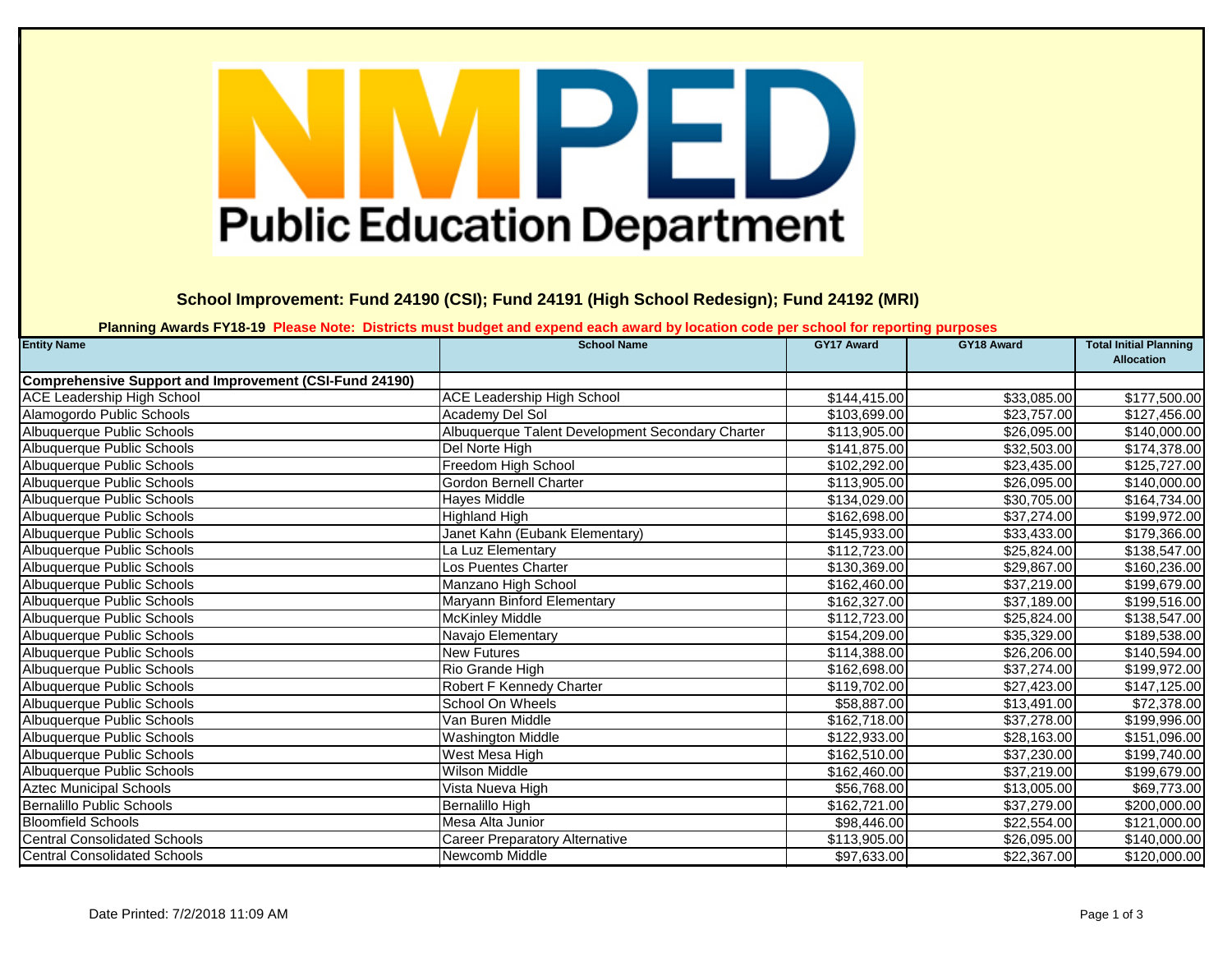# NMPED Public Education Department

## School Improvement: Fund 24190 (CSI); Fund 24191 (High School Redesign); Fund 24192 (MRI)

**Planning Awards FY18-19** **Please Note: Districts must budget and expend each award by location code per school for reporting purposes**

| Entity Name | School Name | GY17 Award | GY18 Award | Total Initial Planning Allocation |
|---|---|---|---|---|
| **Comprehensive Support and Improvement (CSI-Fund 24190)** | | | | |
| ACE Leadership High School | ACE Leadership High School | $144,415.00 | $33,085.00 | $177,500.00 |
| Alamogordo Public Schools | Academy Del Sol | $103,699.00 | $23,757.00 | $127,456.00 |
| Albuquerque Public Schools | Albuquerque Talent Development Secondary Charter | $113,905.00 | $26,095.00 | $140,000.00 |
| Albuquerque Public Schools | Del Norte High | $141,875.00 | $32,503.00 | $174,378.00 |
| Albuquerque Public Schools | Freedom High School | $102,292.00 | $23,435.00 | $125,727.00 |
| Albuquerque Public Schools | Gordon Bernell Charter | $113,905.00 | $26,095.00 | $140,000.00 |
| Albuquerque Public Schools | Hayes Middle | $134,029.00 | $30,705.00 | $164,734.00 |
| Albuquerque Public Schools | Highland High | $162,698.00 | $37,274.00 | $199,972.00 |
| Albuquerque Public Schools | Janet Kahn (Eubank Elementary) | $145,933.00 | $33,433.00 | $179,366.00 |
| Albuquerque Public Schools | La Luz Elementary | $112,723.00 | $25,824.00 | $138,547.00 |
| Albuquerque Public Schools | Los Puentes Charter | $130,369.00 | $29,867.00 | $160,236.00 |
| Albuquerque Public Schools | Manzano High School | $162,460.00 | $37,219.00 | $199,679.00 |
| Albuquerque Public Schools | Maryann Binford Elementary | $162,327.00 | $37,189.00 | $199,516.00 |
| Albuquerque Public Schools | McKinley Middle | $112,723.00 | $25,824.00 | $138,547.00 |
| Albuquerque Public Schools | Navajo Elementary | $154,209.00 | $35,329.00 | $189,538.00 |
| Albuquerque Public Schools | New Futures | $114,388.00 | $26,206.00 | $140,594.00 |
| Albuquerque Public Schools | Rio Grande High | $162,698.00 | $37,274.00 | $199,972.00 |
| Albuquerque Public Schools | Robert F Kennedy Charter | $119,702.00 | $27,423.00 | $147,125.00 |
| Albuquerque Public Schools | School On Wheels | $58,887.00 | $13,491.00 | $72,378.00 |
| Albuquerque Public Schools | Van Buren Middle | $162,718.00 | $37,278.00 | $199,996.00 |
| Albuquerque Public Schools | Washington Middle | $122,933.00 | $28,163.00 | $151,096.00 |
| Albuquerque Public Schools | West Mesa High | $162,510.00 | $37,230.00 | $199,740.00 |
| Albuquerque Public Schools | Wilson Middle | $162,460.00 | $37,219.00 | $199,679.00 |
| Aztec Municipal Schools | Vista Nueva High | $56,768.00 | $13,005.00 | $69,773.00 |
| Bernalillo Public Schools | Bernalillo High | $162,721.00 | $37,279.00 | $200,000.00 |
| Bloomfield Schools | Mesa Alta Junior | $98,446.00 | $22,554.00 | $121,000.00 |
| Central Consolidated Schools | Career Preparatory Alternative | $113,905.00 | $26,095.00 | $140,000.00 |
| Central Consolidated Schools | Newcomb Middle | $97,633.00 | $22,367.00 | $120,000.00 |

Date Printed: 7/2/2018 11:09 AM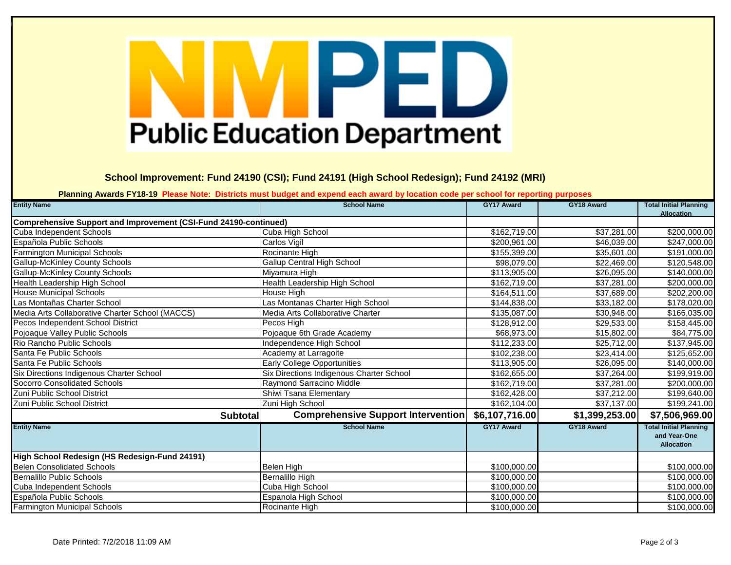NMPED Public Education Department

**School Improvement: Fund 24190 (CSI); Fund 24191 (High School Redesign); Fund 24192 (MRI)**

**Planning Awards FY18-19** **Please Note: Districts must budget and expend each award by location code per school for reporting purposes**

| Entity Name | School Name | GY17 Award | GY18 Award | Total Initial Planning Allocation |
|---|---|---|---|---|
| **Comprehensive Support and Improvement (CSI-Fund 24190-continued)** | | | | |
| Cuba Independent Schools | Cuba High School | $162,719.00 | $37,281.00 | $200,000.00 |
| Española Public Schools | Carlos Vigil | $200,961.00 | $46,039.00 | $247,000.00 |
| Farmington Municipal Schools | Rocinante High | $155,399.00 | $35,601.00 | $191,000.00 |
| Gallup-McKinley County Schools | Gallup Central High School | $98,079.00 | $22,469.00 | $120,548.00 |
| Gallup-McKinley County Schools | Miyamura High | $113,905.00 | $26,095.00 | $140,000.00 |
| Health Leadership High School | Health Leadership High School | $162,719.00 | $37,281.00 | $200,000.00 |
| House Municipal Schools | House High | $164,511.00 | $37,689.00 | $202,200.00 |
| Las Montañas Charter School | Las Montanas Charter High School | $144,838.00 | $33,182.00 | $178,020.00 |
| Media Arts Collaborative Charter School (MACCS) | Media Arts Collaborative Charter | $135,087.00 | $30,948.00 | $166,035.00 |
| Pecos Independent School District | Pecos High | $128,912.00 | $29,533.00 | $158,445.00 |
| Pojoaque Valley Public Schools | Pojoaque 6th Grade Academy | $68,973.00 | $15,802.00 | $84,775.00 |
| Rio Rancho Public Schools | Independence High School | $112,233.00 | $25,712.00 | $137,945.00 |
| Santa Fe Public Schools | Academy at Larragoite | $102,238.00 | $23,414.00 | $125,652.00 |
| Santa Fe Public Schools | Early College Opportunities | $113,905.00 | $26,095.00 | $140,000.00 |
| Six Directions Indigenous Charter School | Six Directions Indigenous Charter School | $162,655.00 | $37,264.00 | $199,919.00 |
| Socorro Consolidated Schools | Raymond Sarracino Middle | $162,719.00 | $37,281.00 | $200,000.00 |
| Zuni Public School District | Shiwi Tsana Elementary | $162,428.00 | $37,212.00 | $199,640.00 |
| Zuni Public School District | Zuni High School | $162,104.00 | $37,137.00 | $199,241.00 |
| **Subtotal** | **Comprehensive Support Intervention** | **$6,107,716.00** | **$1,399,253.00** | **$7,506,969.00** |

| Entity Name | School Name | GY17 Award | GY18 Award | Total Initial Planning and Year-One Allocation |
|---|---|---|---|---|
| **High School Redesign (HS Redesign-Fund 24191)** | | | | |
| Belen Consolidated Schools | Belen High | $100,000.00 | | $100,000.00 |
| Bernalillo Public Schools | Bernalillo High | $100,000.00 | | $100,000.00 |
| Cuba Independent Schools | Cuba High School | $100,000.00 | | $100,000.00 |
| Española Public Schools | Espanola High School | $100,000.00 | | $100,000.00 |
| Farmington Municipal Schools | Rocinante High | $100,000.00 | | $100,000.00 |

Date Printed: 7/2/2018 11:09 AM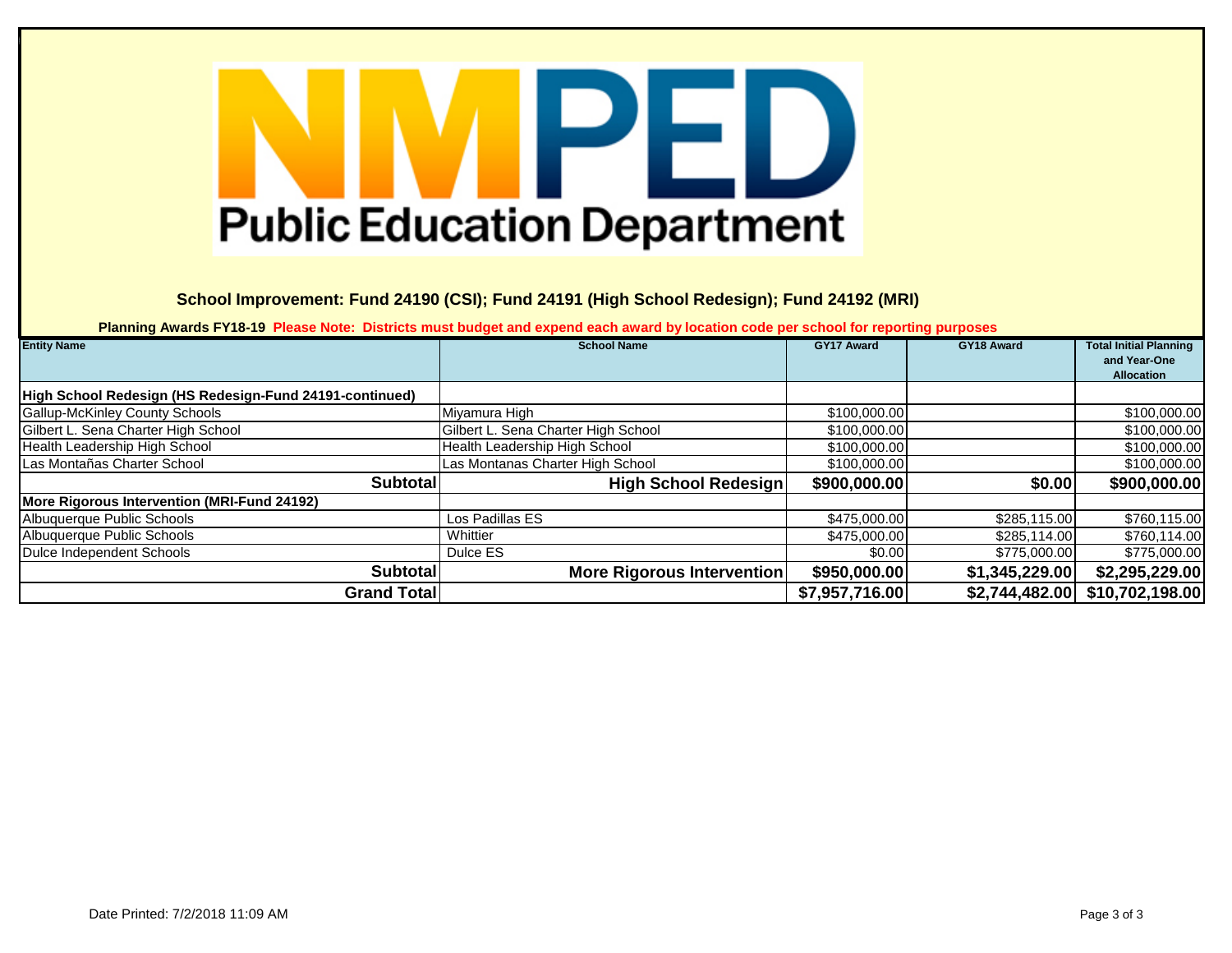# NMPED Public Education Department

## School Improvement: Fund 24190 (CSI); Fund 24191 (High School Redesign); Fund 24192 (MRI)

**Planning Awards FY18-19** **Please Note: Districts must budget and expend each award by location code per school for reporting purposes**

| Entity Name | School Name | GY17 Award | GY18 Award | Total Initial Planning and Year-One Allocation |
|---|---|---|---|---|
| **High School Redesign (HS Redesign-Fund 24191-continued)** | | | | |
| Gallup-McKinley County Schools | Miyamura High | $100,000.00 | | $100,000.00 |
| Gilbert L. Sena Charter High School | Gilbert L. Sena Charter High School | $100,000.00 | | $100,000.00 |
| Health Leadership High School | Health Leadership High School | $100,000.00 | | $100,000.00 |
| Las Montañas Charter School | Las Montanas Charter High School | $100,000.00 | | $100,000.00 |
| **Subtotal** | **High School Redesign** | **$900,000.00** | **$0.00** | **$900,000.00** |
| **More Rigorous Intervention (MRI-Fund 24192)** | | | | |
| Albuquerque Public Schools | Los Padillas ES | $475,000.00 | $285,115.00 | $760,115.00 |
| Albuquerque Public Schools | Whittier | $475,000.00 | $285,114.00 | $760,114.00 |
| Dulce Independent Schools | Dulce ES | $0.00 | $775,000.00 | $775,000.00 |
| **Subtotal** | **More Rigorous Intervention** | **$950,000.00** | **$1,345,229.00** | **$2,295,229.00** |
| **Grand Total** | | **$7,957,716.00** | **$2,744,482.00** | **$10,702,198.00** |

Date Printed: 7/2/2018 11:09 AM